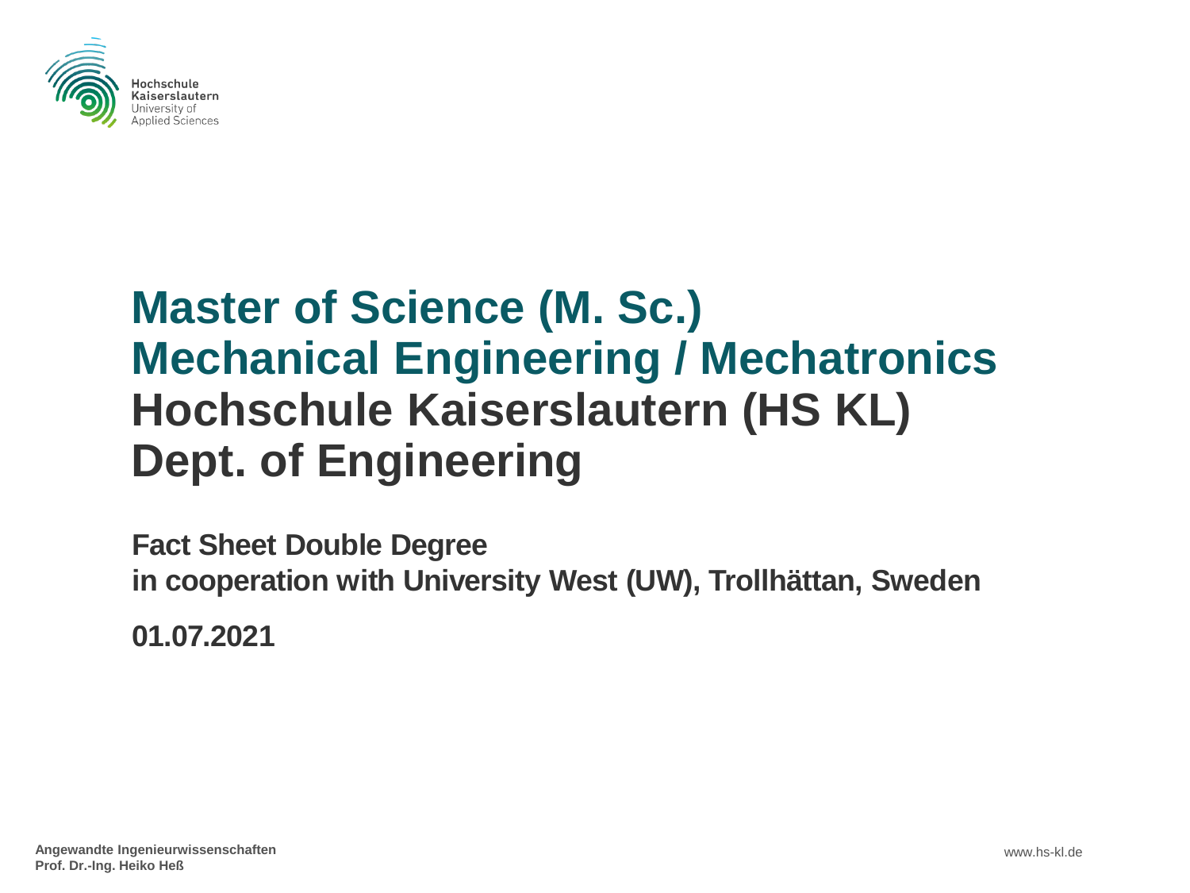Hochschule Kaiserslautern
University of Applied Sciences

# Master of Science (M. Sc.)
# Mechanical Engineering / Mechatronics
# Hochschule Kaiserslautern (HS KL)
# Dept. of Engineering

**Fact Sheet Double Degree**
**in cooperation with University West (UW), Trollhättan, Sweden**

**01.07.2021**

**Angewandte Ingenieurwissenschaften**
**Prof. Dr.-Ing. Heiko Heß**

www.hs-kl.de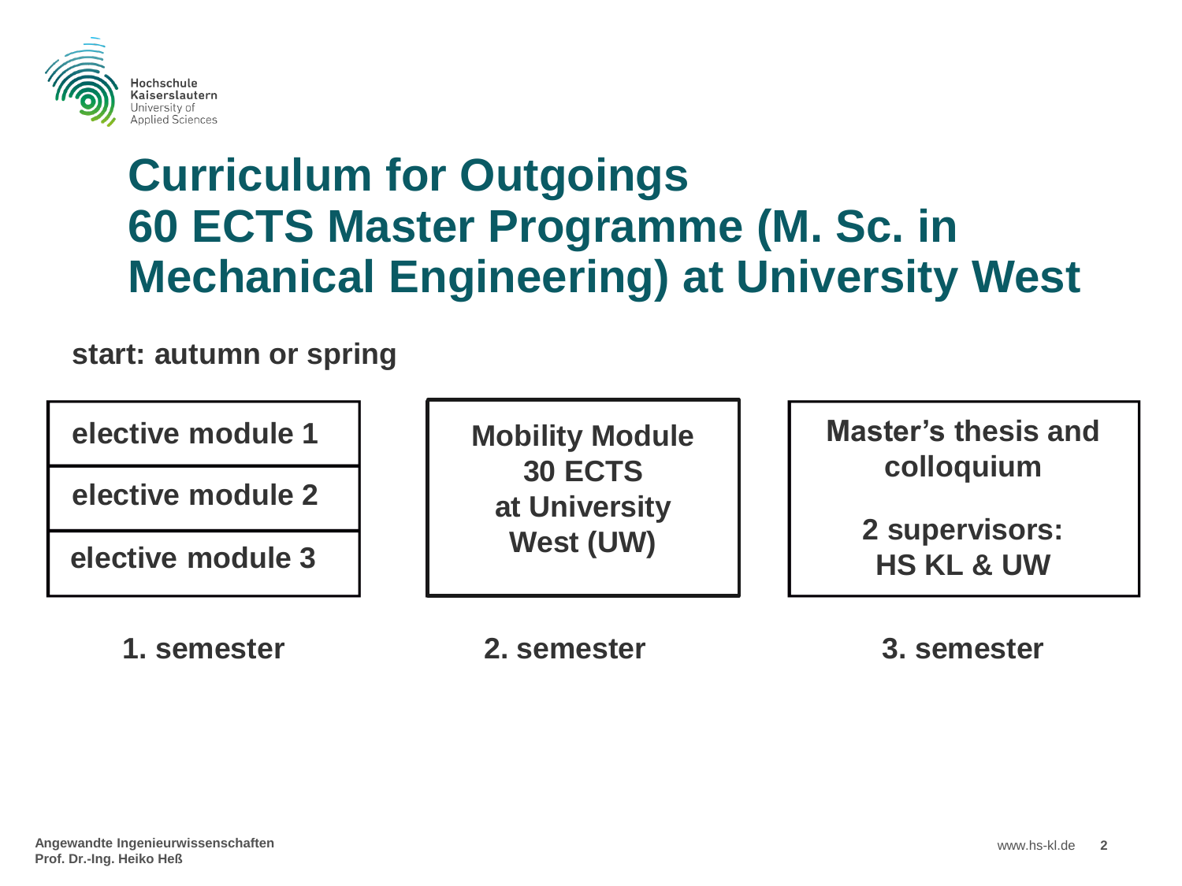# Curriculum for Outgoings 60 ECTS Master Programme (M. Sc. in Mechanical Engineering) at University West

**start: autumn or spring**

| 1. semester | 2. semester | 3. semester |
| --- | --- | --- |
| elective module 1<br>elective module 2<br>elective module 3 | Mobility Module 30 ECTS at University West (UW) | Master's thesis and colloquium<br><br>2 supervisors: HS KL & UW |

Angewandte Ingenieurwissenschaften
Prof. Dr.-Ing. Heiko Heß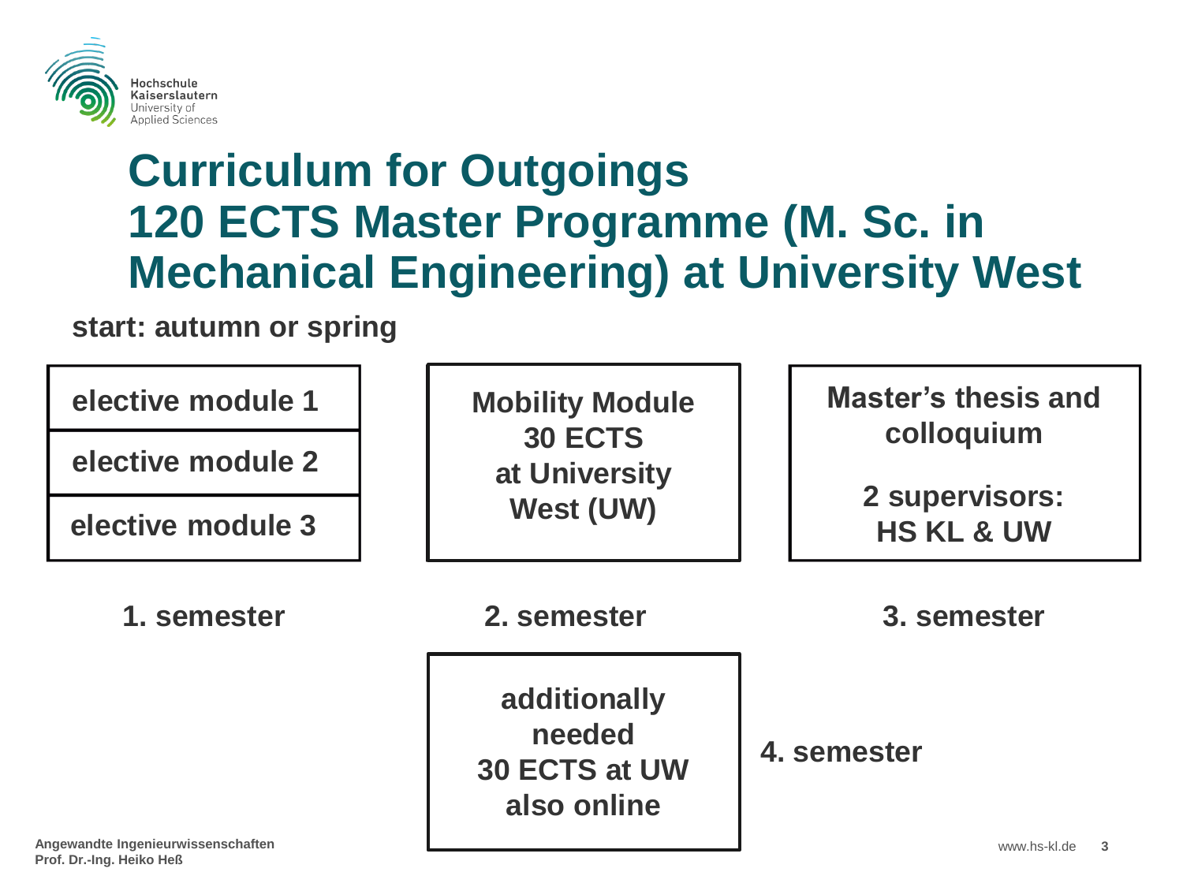# Curriculum for Outgoings
# 120 ECTS Master Programme (M. Sc. in Mechanical Engineering) at University West

**start: autumn or spring**

| 1. semester | 2. semester | 3. semester |
|---|---|---|
| elective module 1<br>elective module 2<br>elective module 3 | Mobility Module<br>30 ECTS<br>at University West (UW) | Master's thesis and colloquium<br><br>2 supervisors:<br>HS KL & UW |

**4. semester:** additionally needed 30 ECTS at UW also online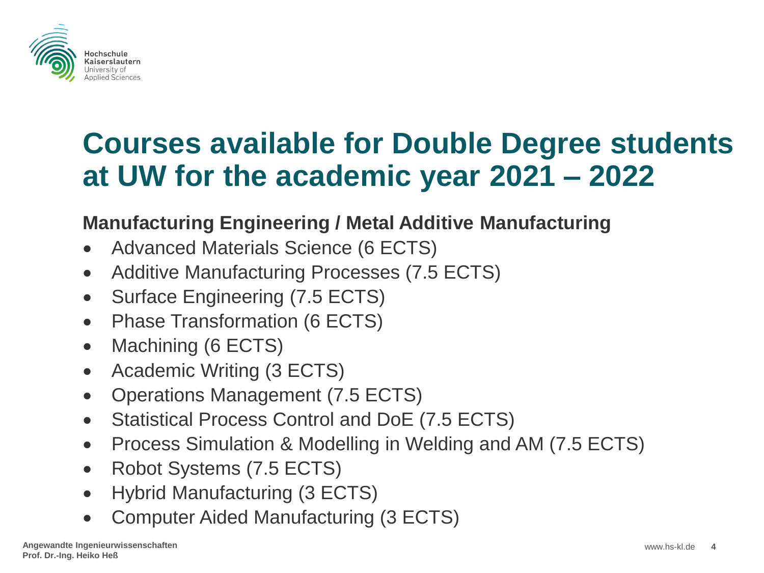# Courses available for Double Degree students at UW for the academic year 2021 – 2022

**Manufacturing Engineering / Metal Additive Manufacturing**

- Advanced Materials Science (6 ECTS)
- Additive Manufacturing Processes (7.5 ECTS)
- Surface Engineering (7.5 ECTS)
- Phase Transformation (6 ECTS)
- Machining (6 ECTS)
- Academic Writing (3 ECTS)
- Operations Management (7.5 ECTS)
- Statistical Process Control and DoE (7.5 ECTS)
- Process Simulation & Modelling in Welding and AM (7.5 ECTS)
- Robot Systems (7.5 ECTS)
- Hybrid Manufacturing (3 ECTS)
- Computer Aided Manufacturing (3 ECTS)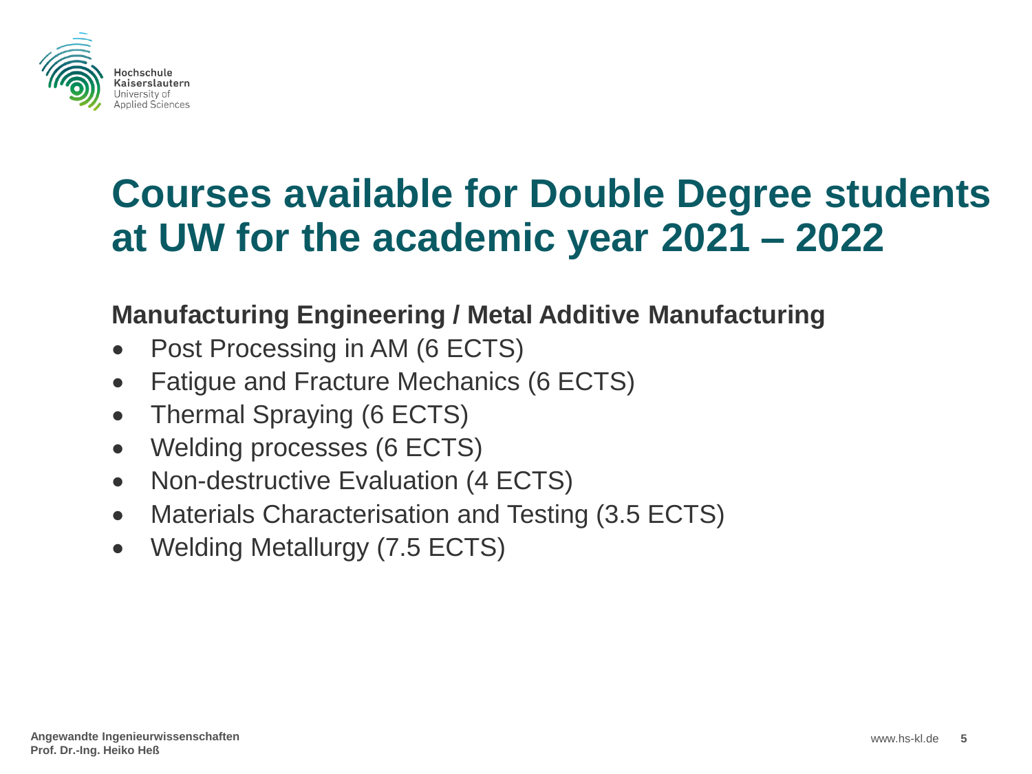# Courses available for Double Degree students at UW for the academic year 2021 – 2022

**Manufacturing Engineering / Metal Additive Manufacturing**

- Post Processing in AM (6 ECTS)
- Fatigue and Fracture Mechanics (6 ECTS)
- Thermal Spraying (6 ECTS)
- Welding processes (6 ECTS)
- Non-destructive Evaluation (4 ECTS)
- Materials Characterisation and Testing (3.5 ECTS)
- Welding Metallurgy (7.5 ECTS)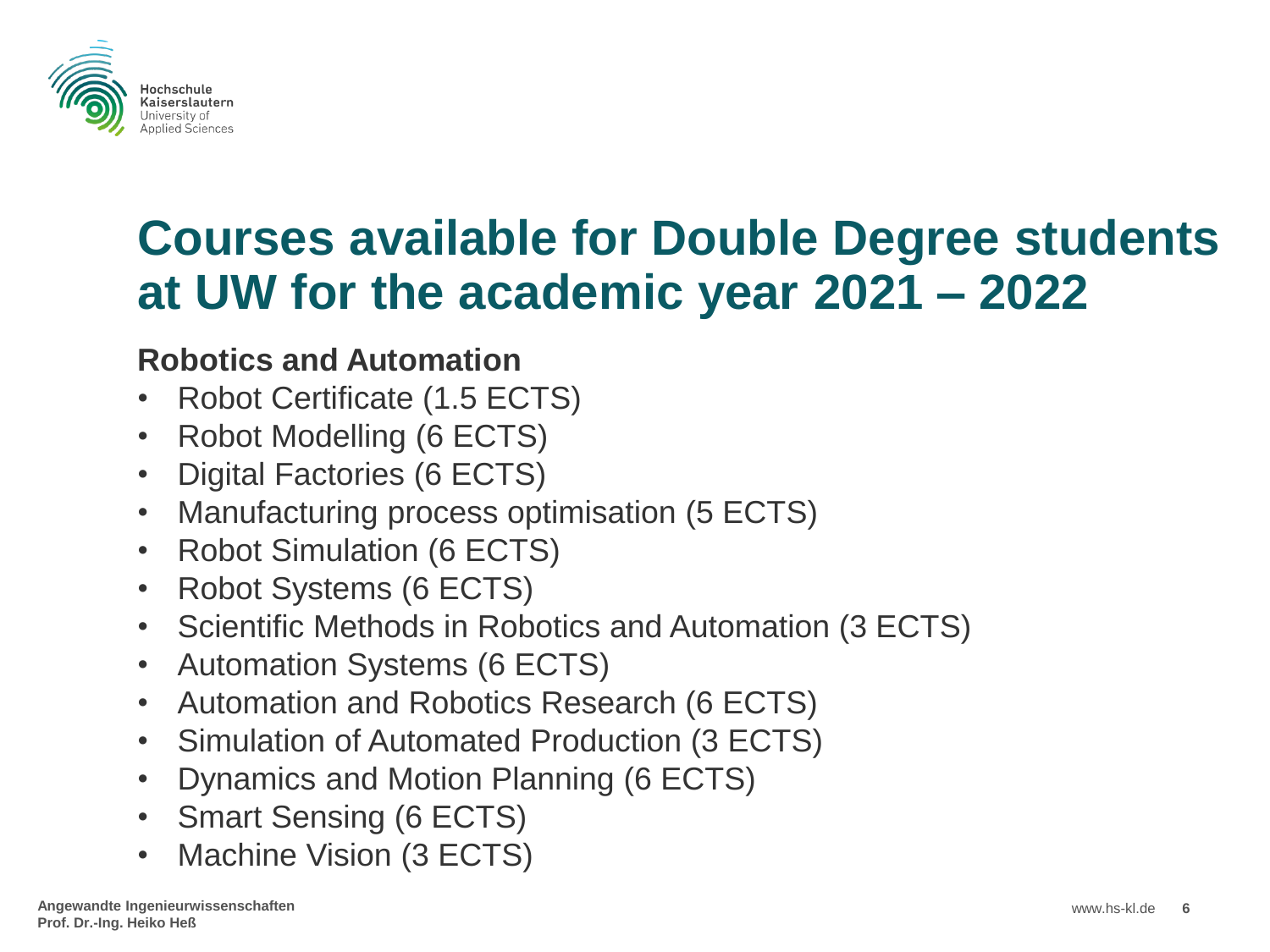# Courses available for Double Degree students at UW for the academic year 2021 – 2022

## Robotics and Automation

- Robot Certificate (1.5 ECTS)
- Robot Modelling (6 ECTS)
- Digital Factories (6 ECTS)
- Manufacturing process optimisation (5 ECTS)
- Robot Simulation (6 ECTS)
- Robot Systems (6 ECTS)
- Scientific Methods in Robotics and Automation (3 ECTS)
- Automation Systems (6 ECTS)
- Automation and Robotics Research (6 ECTS)
- Simulation of Automated Production (3 ECTS)
- Dynamics and Motion Planning (6 ECTS)
- Smart Sensing (6 ECTS)
- Machine Vision (3 ECTS)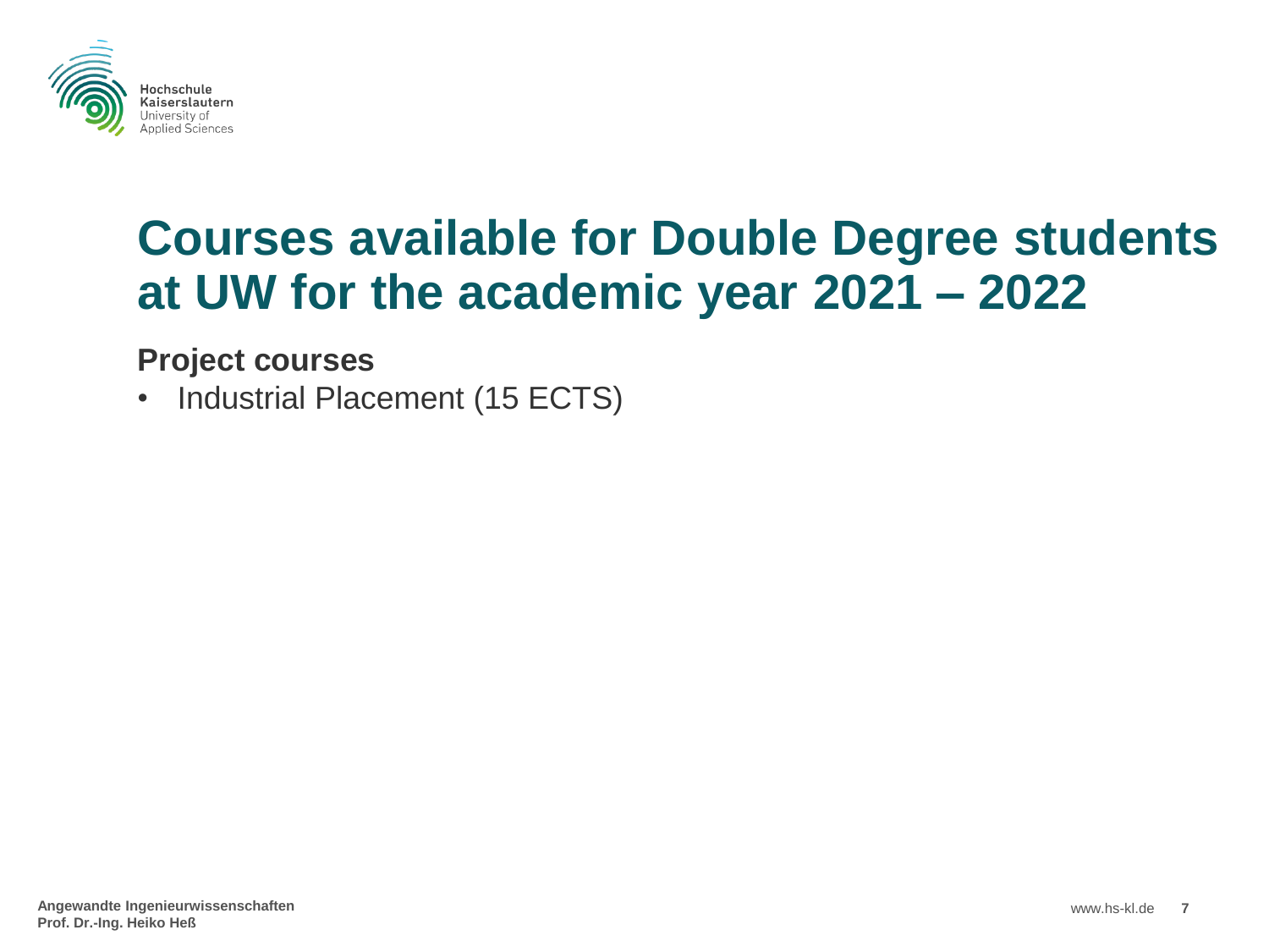# Courses available for Double Degree students at UW for the academic year 2021 – 2022

## Project courses

- Industrial Placement (15 ECTS)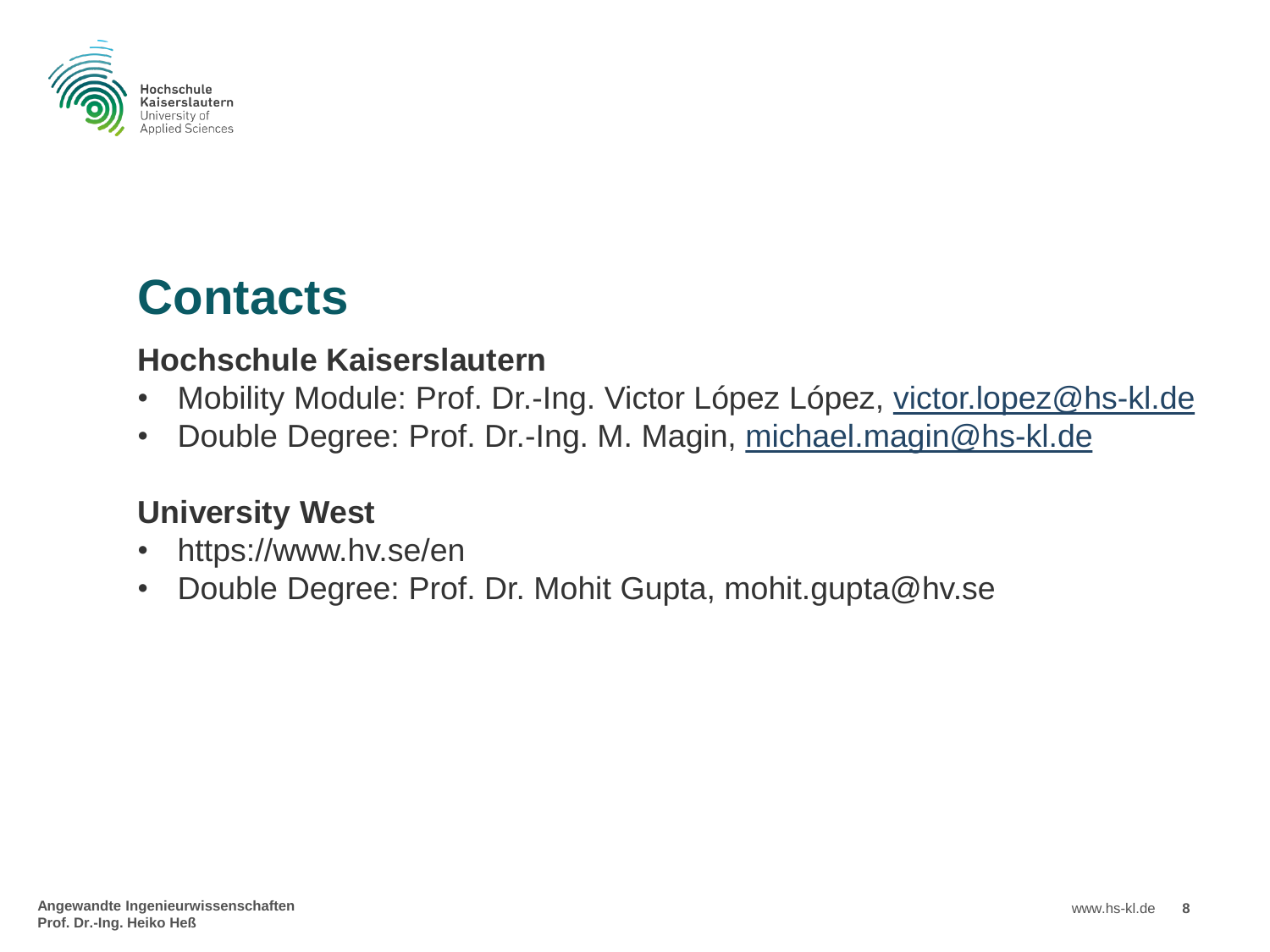# Contacts

### Hochschule Kaiserslautern

- Mobility Module: Prof. Dr.-Ing. Victor López López, victor.lopez@hs-kl.de
- Double Degree: Prof. Dr.-Ing. M. Magin, michael.magin@hs-kl.de

### University West

- https://www.hv.se/en
- Double Degree: Prof. Dr. Mohit Gupta, mohit.gupta@hv.se